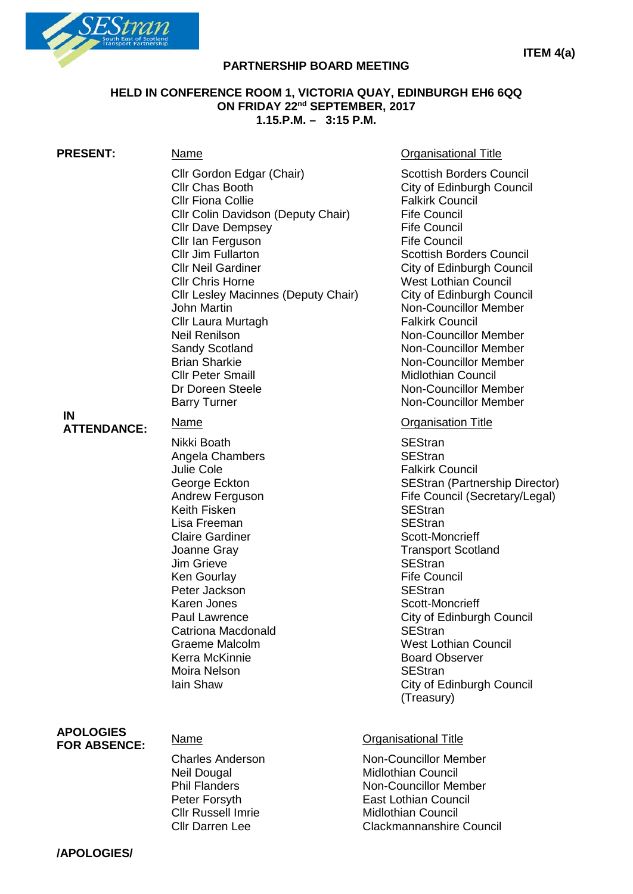**ITEM 4(a)**

## PARTNERSHIP BOARD MEETING

### HELD IN CONFERENCE ROOM 1, VICTORIA QUAY, EDINBURGH EH6 6QQ
### ON FRIDAY 22nd SEPTEMBER, 2017
### 1.15.P.M. – 3:15 P.M.

**PRESENT:**

| Name | Organisational Title |
|---|---|
| Cllr Gordon Edgar (Chair) | Scottish Borders Council |
| Cllr Chas Booth | City of Edinburgh Council |
| Cllr Fiona Collie | Falkirk Council |
| Cllr Colin Davidson (Deputy Chair) | Fife Council |
| Cllr Dave Dempsey | Fife Council |
| Cllr Ian Ferguson | Fife Council |
| Cllr Jim Fullarton | Scottish Borders Council |
| Cllr Neil Gardiner | City of Edinburgh Council |
| Cllr Chris Horne | West Lothian Council |
| Cllr Lesley Macinnes (Deputy Chair) | City of Edinburgh Council |
| John Martin | Non-Councillor Member |
| Cllr Laura Murtagh | Falkirk Council |
| Neil Renilson | Non-Councillor Member |
| Sandy Scotland | Non-Councillor Member |
| Brian Sharkie | Non-Councillor Member |
| Cllr Peter Smaill | Midlothian Council |
| Dr Doreen Steele | Non-Councillor Member |
| Barry Turner | Non-Councillor Member |

**IN ATTENDANCE:**

| Name | Organisation Title |
|---|---|
| Nikki Boath | SEStran |
| Angela Chambers | SEStran |
| Julie Cole | Falkirk Council |
| George Eckton | SEStran (Partnership Director) |
| Andrew Ferguson | Fife Council (Secretary/Legal) |
| Keith Fisken | SEStran |
| Lisa Freeman | SEStran |
| Claire Gardiner | Scott-Moncrieff |
| Joanne Gray | Transport Scotland |
| Jim Grieve | SEStran |
| Ken Gourlay | Fife Council |
| Peter Jackson | SEStran |
| Karen Jones | Scott-Moncrieff |
| Paul Lawrence | City of Edinburgh Council |
| Catriona Macdonald | SEStran |
| Graeme Malcolm | West Lothian Council |
| Kerra McKinnie | Board Observer |
| Moira Nelson | SEStran |
| Iain Shaw | City of Edinburgh Council (Treasury) |

**APOLOGIES FOR ABSENCE:**

| Name | Organisational Title |
|---|---|
| Charles Anderson | Non-Councillor Member |
| Neil Dougal | Midlothian Council |
| Phil Flanders | Non-Councillor Member |
| Peter Forsyth | East Lothian Council |
| Cllr Russell Imrie | Midlothian Council |
| Cllr Darren Lee | Clackmannanshire Council |

**/APOLOGIES/**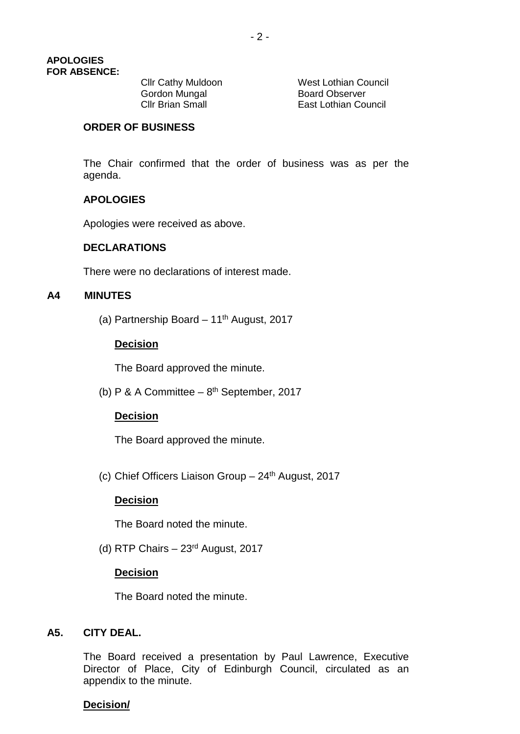**APOLOGIES FOR ABSENCE:**

| | |
|---|---|
| Cllr Cathy Muldoon | West Lothian Council |
| Gordon Mungal | Board Observer |
| Cllr Brian Small | East Lothian Council |

**ORDER OF BUSINESS**

The Chair confirmed that the order of business was as per the agenda.

**APOLOGIES**

Apologies were received as above.

**DECLARATIONS**

There were no declarations of interest made.

**A4 MINUTES**

(a) Partnership Board – 11th August, 2017

**Decision**

The Board approved the minute.

(b) P & A Committee – 8th September, 2017

**Decision**

The Board approved the minute.

(c) Chief Officers Liaison Group – 24th August, 2017

**Decision**

The Board noted the minute.

(d) RTP Chairs – 23rd August, 2017

**Decision**

The Board noted the minute.

**A5. CITY DEAL.**

The Board received a presentation by Paul Lawrence, Executive Director of Place, City of Edinburgh Council, circulated as an appendix to the minute.

**Decision/**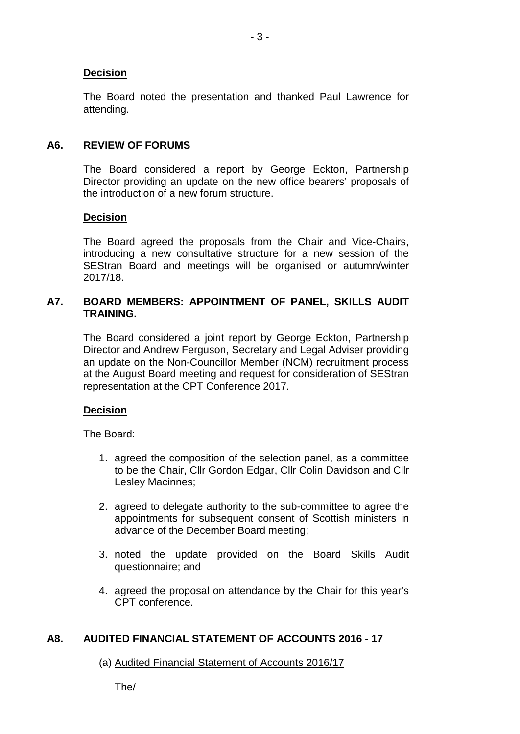**Decision**

The Board noted the presentation and thanked Paul Lawrence for attending.

## A6. REVIEW OF FORUMS

The Board considered a report by George Eckton, Partnership Director providing an update on the new office bearers' proposals of the introduction of a new forum structure.

**Decision**

The Board agreed the proposals from the Chair and Vice-Chairs, introducing a new consultative structure for a new session of the SEStran Board and meetings will be organised or autumn/winter 2017/18.

## A7. BOARD MEMBERS: APPOINTMENT OF PANEL, SKILLS AUDIT TRAINING.

The Board considered a joint report by George Eckton, Partnership Director and Andrew Ferguson, Secretary and Legal Adviser providing an update on the Non-Councillor Member (NCM) recruitment process at the August Board meeting and request for consideration of SEStran representation at the CPT Conference 2017.

**Decision**

The Board:

1. agreed the composition of the selection panel, as a committee to be the Chair, Cllr Gordon Edgar, Cllr Colin Davidson and Cllr Lesley Macinnes;

2. agreed to delegate authority to the sub-committee to agree the appointments for subsequent consent of Scottish ministers in advance of the December Board meeting;

3. noted the update provided on the Board Skills Audit questionnaire; and

4. agreed the proposal on attendance by the Chair for this year's CPT conference.

## A8. AUDITED FINANCIAL STATEMENT OF ACCOUNTS 2016 - 17

(a) Audited Financial Statement of Accounts 2016/17

The/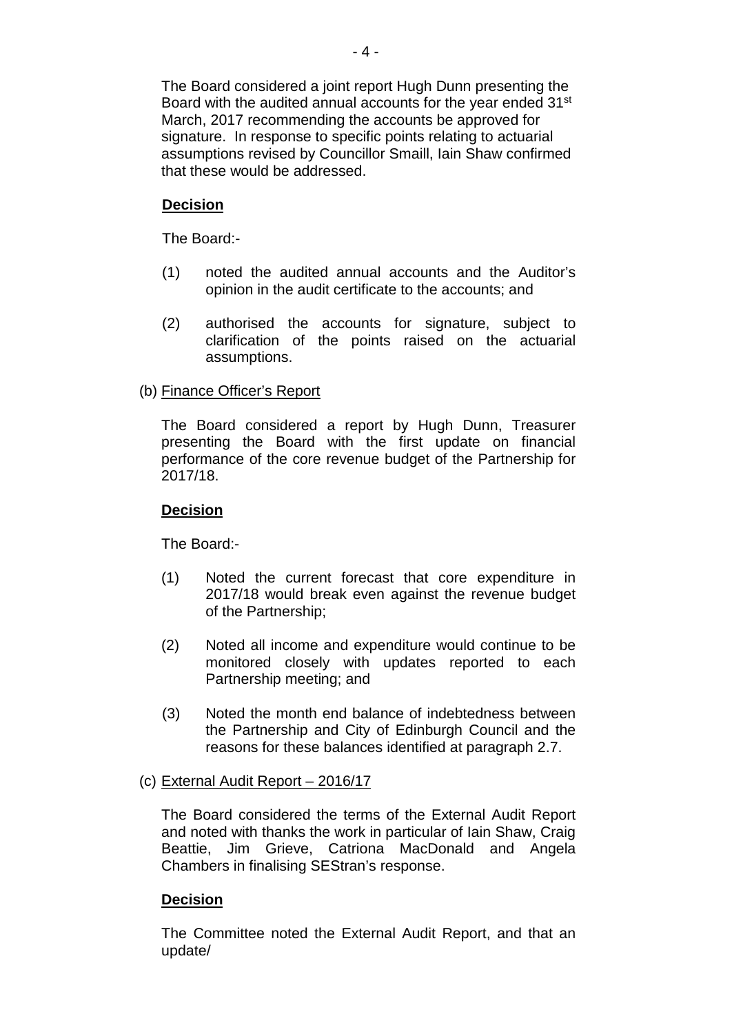The Board considered a joint report Hugh Dunn presenting the Board with the audited annual accounts for the year ended 31st March, 2017 recommending the accounts be approved for signature. In response to specific points relating to actuarial assumptions revised by Councillor Smaill, Iain Shaw confirmed that these would be addressed.

**Decision**

The Board:-

(1) noted the audited annual accounts and the Auditor's opinion in the audit certificate to the accounts; and

(2) authorised the accounts for signature, subject to clarification of the points raised on the actuarial assumptions.

(b) Finance Officer's Report

The Board considered a report by Hugh Dunn, Treasurer presenting the Board with the first update on financial performance of the core revenue budget of the Partnership for 2017/18.

**Decision**

The Board:-

(1) Noted the current forecast that core expenditure in 2017/18 would break even against the revenue budget of the Partnership;

(2) Noted all income and expenditure would continue to be monitored closely with updates reported to each Partnership meeting; and

(3) Noted the month end balance of indebtedness between the Partnership and City of Edinburgh Council and the reasons for these balances identified at paragraph 2.7.

(c) External Audit Report – 2016/17

The Board considered the terms of the External Audit Report and noted with thanks the work in particular of Iain Shaw, Craig Beattie, Jim Grieve, Catriona MacDonald and Angela Chambers in finalising SEStran's response.

**Decision**

The Committee noted the External Audit Report, and that an update/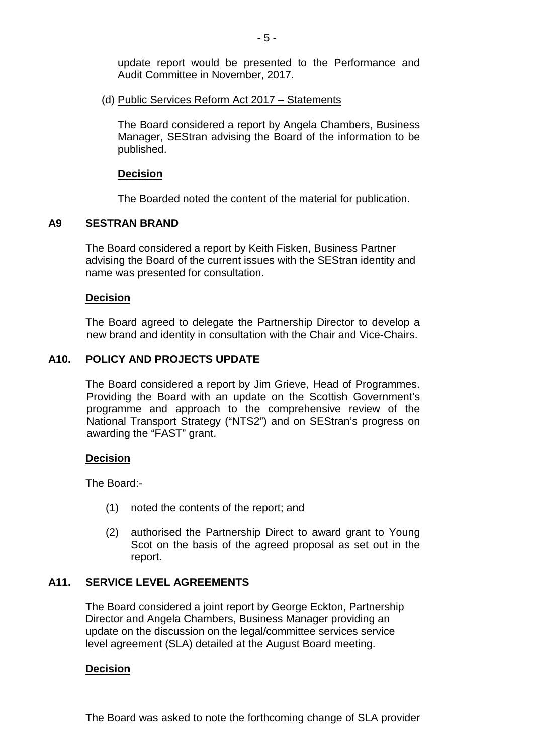update report would be presented to the Performance and Audit Committee in November, 2017.

(d) Public Services Reform Act 2017 – Statements

The Board considered a report by Angela Chambers, Business Manager, SEStran advising the Board of the information to be published.

**Decision**

The Boarded noted the content of the material for publication.

## A9 SESTRAN BRAND

The Board considered a report by Keith Fisken, Business Partner advising the Board of the current issues with the SEStran identity and name was presented for consultation.

**Decision**

The Board agreed to delegate the Partnership Director to develop a new brand and identity in consultation with the Chair and Vice-Chairs.

## A10. POLICY AND PROJECTS UPDATE

The Board considered a report by Jim Grieve, Head of Programmes. Providing the Board with an update on the Scottish Government's programme and approach to the comprehensive review of the National Transport Strategy ("NTS2") and on SEStran's progress on awarding the "FAST" grant.

**Decision**

The Board:-

(1) noted the contents of the report; and

(2) authorised the Partnership Direct to award grant to Young Scot on the basis of the agreed proposal as set out in the report.

## A11. SERVICE LEVEL AGREEMENTS

The Board considered a joint report by George Eckton, Partnership Director and Angela Chambers, Business Manager providing an update on the discussion on the legal/committee services service level agreement (SLA) detailed at the August Board meeting.

**Decision**

The Board was asked to note the forthcoming change of SLA provider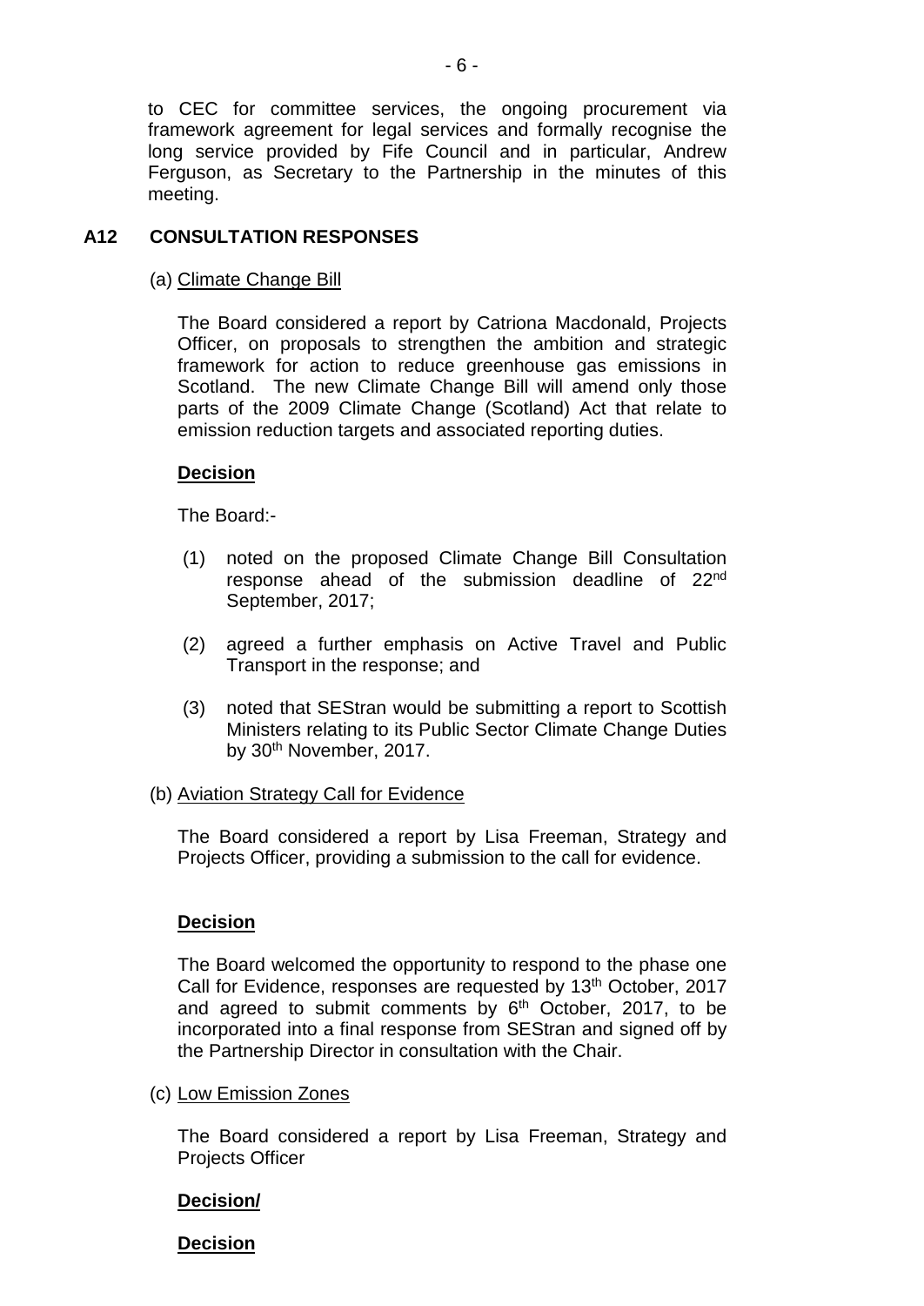to CEC for committee services, the ongoing procurement via framework agreement for legal services and formally recognise the long service provided by Fife Council and in particular, Andrew Ferguson, as Secretary to the Partnership in the minutes of this meeting.

## A12 CONSULTATION RESPONSES

(a) Climate Change Bill

The Board considered a report by Catriona Macdonald, Projects Officer, on proposals to strengthen the ambition and strategic framework for action to reduce greenhouse gas emissions in Scotland. The new Climate Change Bill will amend only those parts of the 2009 Climate Change (Scotland) Act that relate to emission reduction targets and associated reporting duties.

**Decision**

The Board:-

(1) noted on the proposed Climate Change Bill Consultation response ahead of the submission deadline of 22nd September, 2017;

(2) agreed a further emphasis on Active Travel and Public Transport in the response; and

(3) noted that SEStran would be submitting a report to Scottish Ministers relating to its Public Sector Climate Change Duties by 30th November, 2017.

(b) Aviation Strategy Call for Evidence

The Board considered a report by Lisa Freeman, Strategy and Projects Officer, providing a submission to the call for evidence.

**Decision**

The Board welcomed the opportunity to respond to the phase one Call for Evidence, responses are requested by 13th October, 2017 and agreed to submit comments by 6th October, 2017, to be incorporated into a final response from SEStran and signed off by the Partnership Director in consultation with the Chair.

(c) Low Emission Zones

The Board considered a report by Lisa Freeman, Strategy and Projects Officer

**Decision/**

**Decision**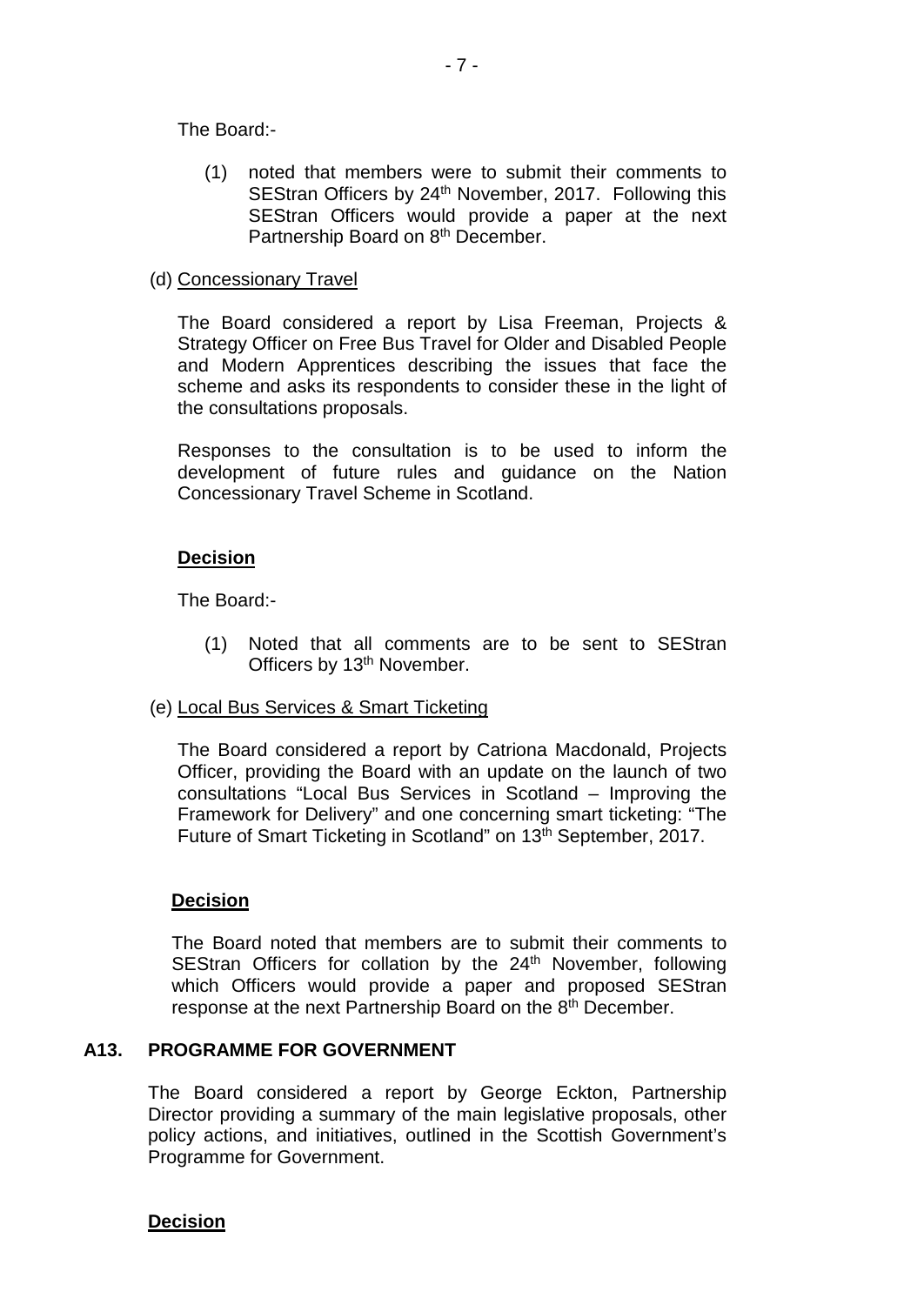The Board:-

(1) noted that members were to submit their comments to SEStran Officers by 24th November, 2017. Following this SEStran Officers would provide a paper at the next Partnership Board on 8th December.

(d) <u>Concessionary Travel</u>

The Board considered a report by Lisa Freeman, Projects & Strategy Officer on Free Bus Travel for Older and Disabled People and Modern Apprentices describing the issues that face the scheme and asks its respondents to consider these in the light of the consultations proposals.

Responses to the consultation is to be used to inform the development of future rules and guidance on the Nation Concessionary Travel Scheme in Scotland.

**Decision**

The Board:-

(1) Noted that all comments are to be sent to SEStran Officers by 13th November.

(e) <u>Local Bus Services & Smart Ticketing</u>

The Board considered a report by Catriona Macdonald, Projects Officer, providing the Board with an update on the launch of two consultations "Local Bus Services in Scotland – Improving the Framework for Delivery" and one concerning smart ticketing: "The Future of Smart Ticketing in Scotland" on 13th September, 2017.

**Decision**

The Board noted that members are to submit their comments to SEStran Officers for collation by the 24th November, following which Officers would provide a paper and proposed SEStran response at the next Partnership Board on the 8th December.

## A13. PROGRAMME FOR GOVERNMENT

The Board considered a report by George Eckton, Partnership Director providing a summary of the main legislative proposals, other policy actions, and initiatives, outlined in the Scottish Government's Programme for Government.

**Decision**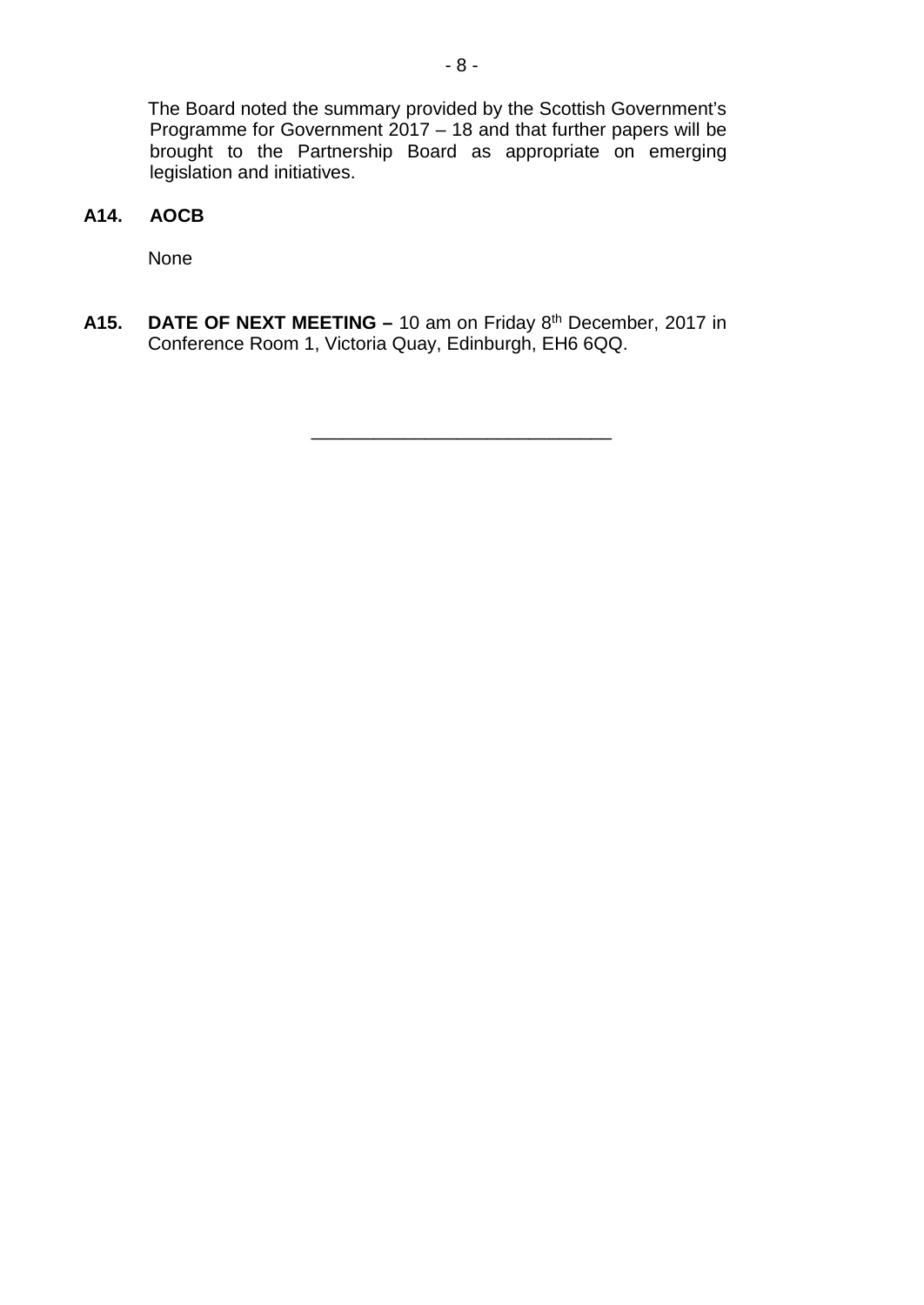The Board noted the summary provided by the Scottish Government's Programme for Government 2017 – 18 and that further papers will be brought to the Partnership Board as appropriate on emerging legislation and initiatives.

**A14. AOCB**

None

**A15. DATE OF NEXT MEETING –** 10 am on Friday 8th December, 2017 in Conference Room 1, Victoria Quay, Edinburgh, EH6 6QQ.

---